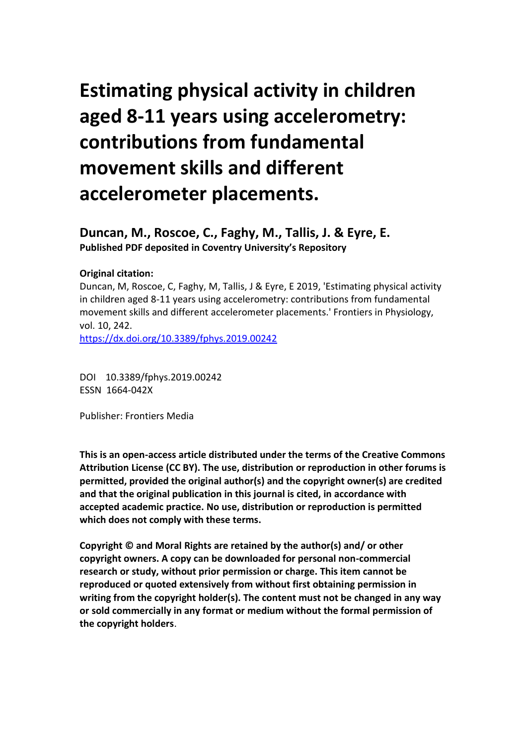# Estimating physical activity in children aged 8-11 years using accelerometry: contributions from fundamental movement skills and different accelerometer placements.

## Duncan, M., Roscoe, C., Faghy, M., Tallis, J. & Eyre, E.

**Published PDF deposited in Coventry University's Repository**

**Original citation:**

Duncan, M, Roscoe, C, Faghy, M, Tallis, J & Eyre, E 2019, 'Estimating physical activity in children aged 8-11 years using accelerometry: contributions from fundamental movement skills and different accelerometer placements.' Frontiers in Physiology, vol. 10, 242.

https://dx.doi.org/10.3389/fphys.2019.00242

DOI 10.3389/fphys.2019.00242
ESSN 1664-042X

Publisher: Frontiers Media

**This is an open-access article distributed under the terms of the Creative Commons Attribution License (CC BY). The use, distribution or reproduction in other forums is permitted, provided the original author(s) and the copyright owner(s) are credited and that the original publication in this journal is cited, in accordance with accepted academic practice. No use, distribution or reproduction is permitted which does not comply with these terms.**

**Copyright © and Moral Rights are retained by the author(s) and/ or other copyright owners. A copy can be downloaded for personal non-commercial research or study, without prior permission or charge. This item cannot be reproduced or quoted extensively from without first obtaining permission in writing from the copyright holder(s). The content must not be changed in any way or sold commercially in any format or medium without the formal permission of the copyright holders**.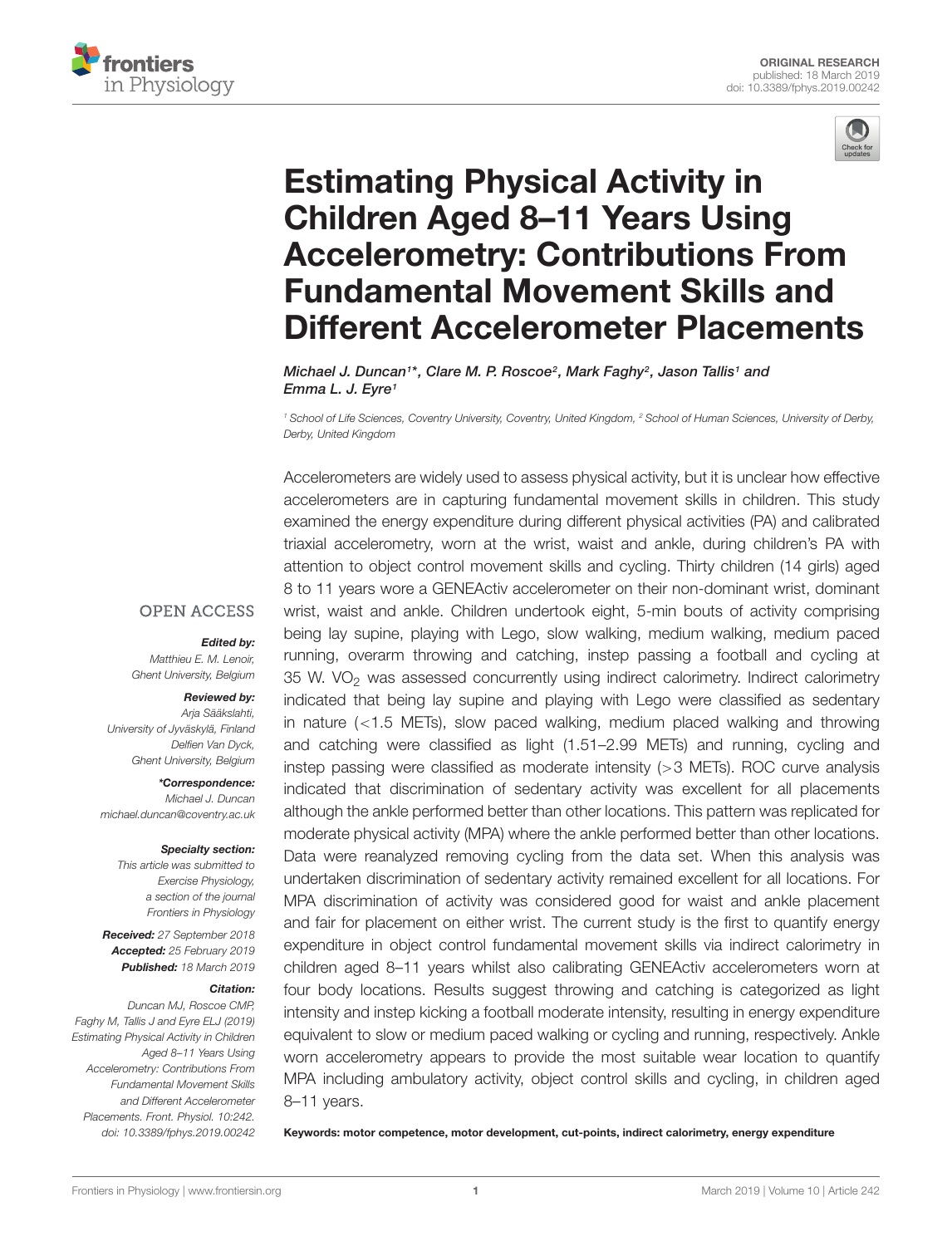# Estimating Physical Activity in Children Aged 8–11 Years Using Accelerometry: Contributions From Fundamental Movement Skills and Different Accelerometer Placements

*Michael J. Duncan[1]\*, Clare M. P. Roscoe[2], Mark Faghy[2], Jason Tallis[1] and Emma L. J. Eyre[1]*

[1] School of Life Sciences, Coventry University, Coventry, United Kingdom, [2] School of Human Sciences, University of Derby, Derby, United Kingdom

OPEN ACCESS

***Edited by:***
*Matthieu E. M. Lenoir, Ghent University, Belgium*

***Reviewed by:***
*Arja Sääkslahti, University of Jyväskylä, Finland*
*Delfien Van Dyck, Ghent University, Belgium*

***\*Correspondence:***
*Michael J. Duncan*
*michael.duncan@coventry.ac.uk*

***Specialty section:***
*This article was submitted to Exercise Physiology, a section of the journal Frontiers in Physiology*

***Received:*** *27 September 2018*
***Accepted:*** *25 February 2019*
***Published:*** *18 March 2019*

***Citation:***
*Duncan MJ, Roscoe CMP, Faghy M, Tallis J and Eyre ELJ (2019) Estimating Physical Activity in Children Aged 8–11 Years Using Accelerometry: Contributions From Fundamental Movement Skills and Different Accelerometer Placements. Front. Physiol. 10:242. doi: 10.3389/fphys.2019.00242*

Accelerometers are widely used to assess physical activity, but it is unclear how effective accelerometers are in capturing fundamental movement skills in children. This study examined the energy expenditure during different physical activities (PA) and calibrated triaxial accelerometry, worn at the wrist, waist and ankle, during children's PA with attention to object control movement skills and cycling. Thirty children (14 girls) aged 8 to 11 years wore a GENEActiv accelerometer on their non-dominant wrist, dominant wrist, waist and ankle. Children undertook eight, 5-min bouts of activity comprising being lay supine, playing with Lego, slow walking, medium walking, medium paced running, overarm throwing and catching, instep passing a football and cycling at 35 W. $VO_2$ was assessed concurrently using indirect calorimetry. Indirect calorimetry indicated that being lay supine and playing with Lego were classified as sedentary in nature (<1.5 METs), slow paced walking, medium placed walking and throwing and catching were classified as light (1.51–2.99 METs) and running, cycling and instep passing were classified as moderate intensity (>3 METs). ROC curve analysis indicated that discrimination of sedentary activity was excellent for all placements although the ankle performed better than other locations. This pattern was replicated for moderate physical activity (MPA) where the ankle performed better than other locations. Data were reanalyzed removing cycling from the data set. When this analysis was undertaken discrimination of sedentary activity remained excellent for all locations. For MPA discrimination of activity was considered good for waist and ankle placement and fair for placement on either wrist. The current study is the first to quantify energy expenditure in object control fundamental movement skills via indirect calorimetry in children aged 8–11 years whilst also calibrating GENEActiv accelerometers worn at four body locations. Results suggest throwing and catching is categorized as light intensity and instep kicking a football moderate intensity, resulting in energy expenditure equivalent to slow or medium paced walking or cycling and running, respectively. Ankle worn accelerometry appears to provide the most suitable wear location to quantify MPA including ambulatory activity, object control skills and cycling, in children aged 8–11 years.

**Keywords: motor competence, motor development, cut-points, indirect calorimetry, energy expenditure**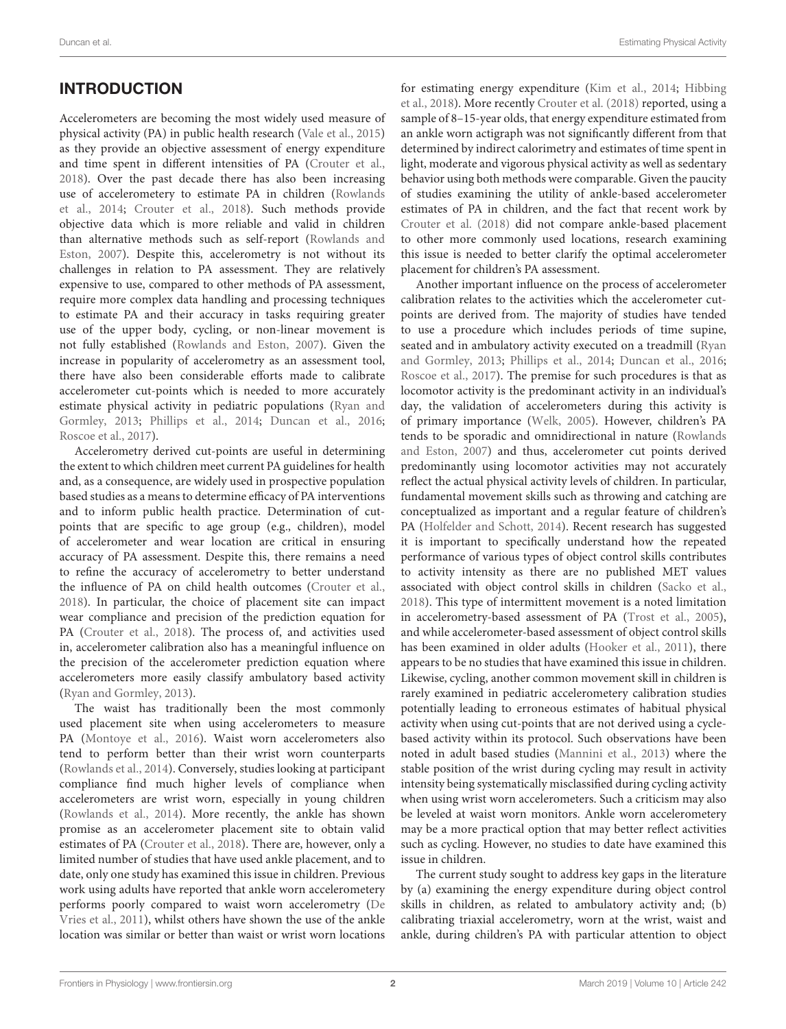## INTRODUCTION

Accelerometers are becoming the most widely used measure of physical activity (PA) in public health research (Vale et al., 2015) as they provide an objective assessment of energy expenditure and time spent in different intensities of PA (Crouter et al., 2018). Over the past decade there has also been increasing use of accelerometery to estimate PA in children (Rowlands et al., 2014; Crouter et al., 2018). Such methods provide objective data which is more reliable and valid in children than alternative methods such as self-report (Rowlands and Eston, 2007). Despite this, accelerometry is not without its challenges in relation to PA assessment. They are relatively expensive to use, compared to other methods of PA assessment, require more complex data handling and processing techniques to estimate PA and their accuracy in tasks requiring greater use of the upper body, cycling, or non-linear movement is not fully established (Rowlands and Eston, 2007). Given the increase in popularity of accelerometry as an assessment tool, there have also been considerable efforts made to calibrate accelerometer cut-points which is needed to more accurately estimate physical activity in pediatric populations (Ryan and Gormley, 2013; Phillips et al., 2014; Duncan et al., 2016; Roscoe et al., 2017).

Accelerometry derived cut-points are useful in determining the extent to which children meet current PA guidelines for health and, as a consequence, are widely used in prospective population based studies as a means to determine efficacy of PA interventions and to inform public health practice. Determination of cut-points that are specific to age group (e.g., children), model of accelerometer and wear location are critical in ensuring accuracy of PA assessment. Despite this, there remains a need to refine the accuracy of accelerometry to better understand the influence of PA on child health outcomes (Crouter et al., 2018). In particular, the choice of placement site can impact wear compliance and precision of the prediction equation for PA (Crouter et al., 2018). The process of, and activities used in, accelerometer calibration also has a meaningful influence on the precision of the accelerometer prediction equation where accelerometers more easily classify ambulatory based activity (Ryan and Gormley, 2013).

The waist has traditionally been the most commonly used placement site when using accelerometers to measure PA (Montoye et al., 2016). Waist worn accelerometers also tend to perform better than their wrist worn counterparts (Rowlands et al., 2014). Conversely, studies looking at participant compliance find much higher levels of compliance when accelerometers are wrist worn, especially in young children (Rowlands et al., 2014). More recently, the ankle has shown promise as an accelerometer placement site to obtain valid estimates of PA (Crouter et al., 2018). There are, however, only a limited number of studies that have used ankle placement, and to date, only one study has examined this issue in children. Previous work using adults have reported that ankle worn accelerometery performs poorly compared to waist worn accelerometry (De Vries et al., 2011), whilst others have shown the use of the ankle location was similar or better than waist or wrist worn locations for estimating energy expenditure (Kim et al., 2014; Hibbing et al., 2018). More recently Crouter et al. (2018) reported, using a sample of 8–15-year olds, that energy expenditure estimated from an ankle worn actigraph was not significantly different from that determined by indirect calorimetry and estimates of time spent in light, moderate and vigorous physical activity as well as sedentary behavior using both methods were comparable. Given the paucity of studies examining the utility of ankle-based accelerometer estimates of PA in children, and the fact that recent work by Crouter et al. (2018) did not compare ankle-based placement to other more commonly used locations, research examining this issue is needed to better clarify the optimal accelerometer placement for children's PA assessment.

Another important influence on the process of accelerometer calibration relates to the activities which the accelerometer cut-points are derived from. The majority of studies have tended to use a procedure which includes periods of time supine, seated and in ambulatory activity executed on a treadmill (Ryan and Gormley, 2013; Phillips et al., 2014; Duncan et al., 2016; Roscoe et al., 2017). The premise for such procedures is that as locomotor activity is the predominant activity in an individual's day, the validation of accelerometers during this activity is of primary importance (Welk, 2005). However, children's PA tends to be sporadic and omnidirectional in nature (Rowlands and Eston, 2007) and thus, accelerometer cut points derived predominantly using locomotor activities may not accurately reflect the actual physical activity levels of children. In particular, fundamental movement skills such as throwing and catching are conceptualized as important and a regular feature of children's PA (Holfelder and Schott, 2014). Recent research has suggested it is important to specifically understand how the repeated performance of various types of object control skills contributes to activity intensity as there are no published MET values associated with object control skills in children (Sacko et al., 2018). This type of intermittent movement is a noted limitation in accelerometry-based assessment of PA (Trost et al., 2005), and while accelerometer-based assessment of object control skills has been examined in older adults (Hooker et al., 2011), there appears to be no studies that have examined this issue in children. Likewise, cycling, another common movement skill in children is rarely examined in pediatric accelerometery calibration studies potentially leading to erroneous estimates of habitual physical activity when using cut-points that are not derived using a cycle-based activity within its protocol. Such observations have been noted in adult based studies (Mannini et al., 2013) where the stable position of the wrist during cycling may result in activity intensity being systematically misclassified during cycling activity when using wrist worn accelerometers. Such a criticism may also be leveled at waist worn monitors. Ankle worn accelerometery may be a more practical option that may better reflect activities such as cycling. However, no studies to date have examined this issue in children.

The current study sought to address key gaps in the literature by (a) examining the energy expenditure during object control skills in children, as related to ambulatory activity and; (b) calibrating triaxial accelerometry, worn at the wrist, waist and ankle, during children's PA with particular attention to object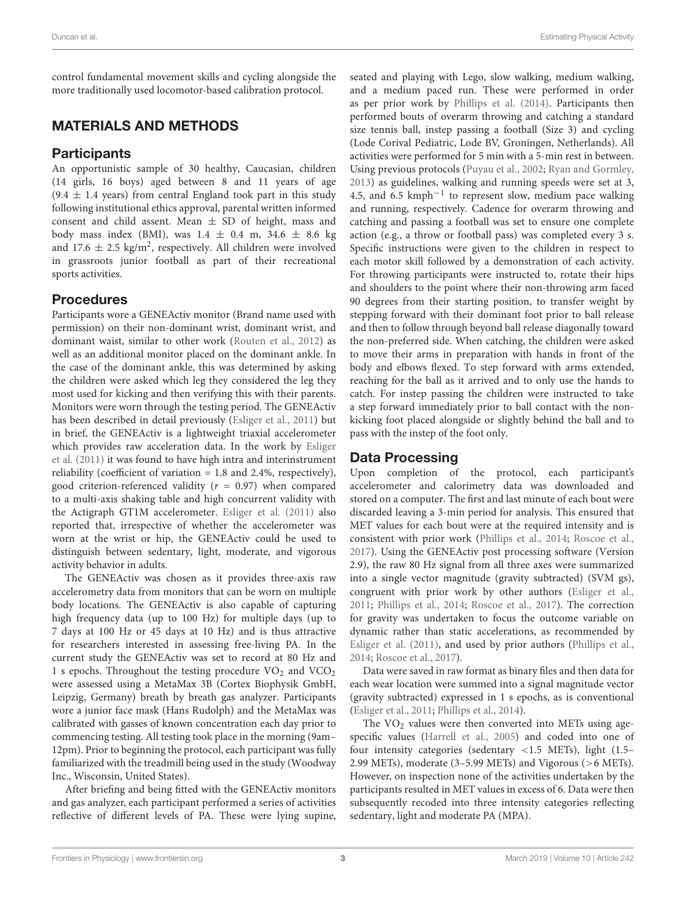control fundamental movement skills and cycling alongside the more traditionally used locomotor-based calibration protocol.

## MATERIALS AND METHODS

### Participants

An opportunistic sample of 30 healthy, Caucasian, children (14 girls, 16 boys) aged between 8 and 11 years of age (9.4 ± 1.4 years) from central England took part in this study following institutional ethics approval, parental written informed consent and child assent. Mean ± SD of height, mass and body mass index (BMI), was 1.4 ± 0.4 m, 34.6 ± 8.6 kg and 17.6 ± 2.5 kg/m$^2$, respectively. All children were involved in grassroots junior football as part of their recreational sports activities.

### Procedures

Participants wore a GENEActiv monitor (Brand name used with permission) on their non-dominant wrist, dominant wrist, and dominant waist, similar to other work (Routen et al., 2012) as well as an additional monitor placed on the dominant ankle. In the case of the dominant ankle, this was determined by asking the children were asked which leg they considered the leg they most used for kicking and then verifying this with their parents. Monitors were worn through the testing period. The GENEActiv has been described in detail previously (Esliger et al., 2011) but in brief, the GENEActiv is a lightweight triaxial accelerometer which provides raw acceleration data. In the work by Esliger et al. (2011) it was found to have high intra and interinstrument reliability (coefficient of variation = 1.8 and 2.4%, respectively), good criterion-referenced validity ($r$ = 0.97) when compared to a multi-axis shaking table and high concurrent validity with the Actigraph GT1M accelerometer. Esliger et al. (2011) also reported that, irrespective of whether the accelerometer was worn at the wrist or hip, the GENEActiv could be used to distinguish between sedentary, light, moderate, and vigorous activity behavior in adults.

The GENEActiv was chosen as it provides three-axis raw accelerometry data from monitors that can be worn on multiple body locations. The GENEActiv is also capable of capturing high frequency data (up to 100 Hz) for multiple days (up to 7 days at 100 Hz or 45 days at 10 Hz) and is thus attractive for researchers interested in assessing free-living PA. In the current study the GENEActiv was set to record at 80 Hz and 1 s epochs. Throughout the testing procedure $VO_2$ and $VCO_2$ were assessed using a MetaMax 3B (Cortex Biophysik GmbH, Leipzig, Germany) breath by breath gas analyzer. Participants wore a junior face mask (Hans Rudolph) and the MetaMax was calibrated with gasses of known concentration each day prior to commencing testing. All testing took place in the morning (9am–12pm). Prior to beginning the protocol, each participant was fully familiarized with the treadmill being used in the study (Woodway Inc., Wisconsin, United States).

After briefing and being fitted with the GENEActiv monitors and gas analyzer, each participant performed a series of activities reflective of different levels of PA. These were lying supine, seated and playing with Lego, slow walking, medium walking, and a medium paced run. These were performed in order as per prior work by Phillips et al. (2014). Participants then performed bouts of overarm throwing and catching a standard size tennis ball, instep passing a football (Size 3) and cycling (Lode Corival Pediatric, Lode BV, Groningen, Netherlands). All activities were performed for 5 min with a 5-min rest in between. Using previous protocols (Puyau et al., 2002; Ryan and Gormley, 2013) as guidelines, walking and running speeds were set at 3, 4.5, and 6.5 kmph$^{-1}$ to represent slow, medium pace walking and running, respectively. Cadence for overarm throwing and catching and passing a football was set to ensure one complete action (e.g., a throw or football pass) was completed every 3 s. Specific instructions were given to the children in respect to each motor skill followed by a demonstration of each activity. For throwing participants were instructed to, rotate their hips and shoulders to the point where their non-throwing arm faced 90 degrees from their starting position, to transfer weight by stepping forward with their dominant foot prior to ball release and then to follow through beyond ball release diagonally toward the non-preferred side. When catching, the children were asked to move their arms in preparation with hands in front of the body and elbows flexed. To step forward with arms extended, reaching for the ball as it arrived and to only use the hands to catch. For instep passing the children were instructed to take a step forward immediately prior to ball contact with the non-kicking foot placed alongside or slightly behind the ball and to pass with the instep of the foot only.

### Data Processing

Upon completion of the protocol, each participant's accelerometer and calorimetry data was downloaded and stored on a computer. The first and last minute of each bout were discarded leaving a 3-min period for analysis. This ensured that MET values for each bout were at the required intensity and is consistent with prior work (Phillips et al., 2014; Roscoe et al., 2017). Using the GENEActiv post processing software (Version 2.9), the raw 80 Hz signal from all three axes were summarized into a single vector magnitude (gravity subtracted) (SVM gs), congruent with prior work by other authors (Esliger et al., 2011; Phillips et al., 2014; Roscoe et al., 2017). The correction for gravity was undertaken to focus the outcome variable on dynamic rather than static accelerations, as recommended by Esliger et al. (2011), and used by prior authors (Phillips et al., 2014; Roscoe et al., 2017).

Data were saved in raw format as binary files and then data for each wear location were summed into a signal magnitude vector (gravity subtracted) expressed in 1 s epochs, as is conventional (Esliger et al., 2011; Phillips et al., 2014).

The $VO_2$ values were then converted into METs using age-specific values (Harrell et al., 2005) and coded into one of four intensity categories (sedentary <1.5 METs), light (1.5–2.99 METs), moderate (3–5.99 METs) and Vigorous (>6 METs). However, on inspection none of the activities undertaken by the participants resulted in MET values in excess of 6. Data were then subsequently recoded into three intensity categories reflecting sedentary, light and moderate PA (MPA).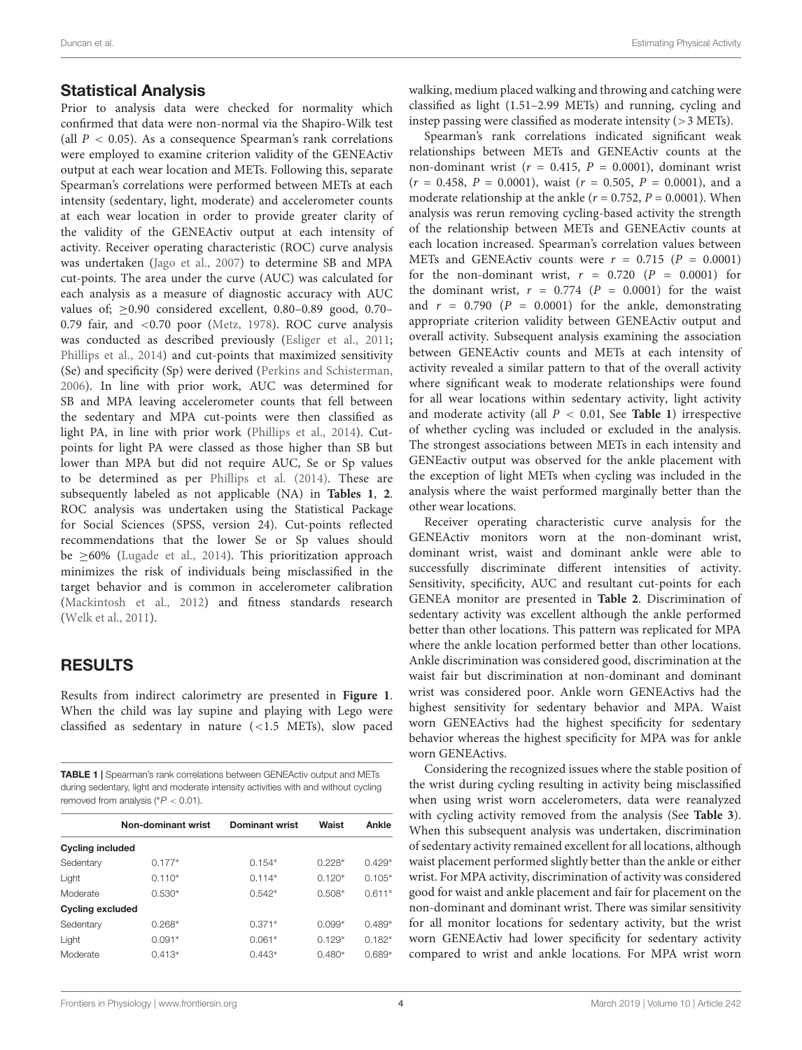## Statistical Analysis

Prior to analysis data were checked for normality which confirmed that data were non-normal via the Shapiro-Wilk test (all $P < 0.05$). As a consequence Spearman's rank correlations were employed to examine criterion validity of the GENEActiv output at each wear location and METs. Following this, separate Spearman's correlations were performed between METs at each intensity (sedentary, light, moderate) and accelerometer counts at each wear location in order to provide greater clarity of the validity of the GENEActiv output at each intensity of activity. Receiver operating characteristic (ROC) curve analysis was undertaken (Jago et al., 2007) to determine SB and MPA cut-points. The area under the curve (AUC) was calculated for each analysis as a measure of diagnostic accuracy with AUC values of; ≥0.90 considered excellent, 0.80–0.89 good, 0.70–0.79 fair, and <0.70 poor (Metz, 1978). ROC curve analysis was conducted as described previously (Esliger et al., 2011; Phillips et al., 2014) and cut-points that maximized sensitivity (Se) and specificity (Sp) were derived (Perkins and Schisterman, 2006). In line with prior work, AUC was determined for SB and MPA leaving accelerometer counts that fell between the sedentary and MPA cut-points were then classified as light PA, in line with prior work (Phillips et al., 2014). Cut-points for light PA were classed as those higher than SB but lower than MPA but did not require AUC, Se or Sp values to be determined as per Phillips et al. (2014). These are subsequently labeled as not applicable (NA) in **Tables 1**, **2**. ROC analysis was undertaken using the Statistical Package for Social Sciences (SPSS, version 24). Cut-points reflected recommendations that the lower Se or Sp values should be ≥60% (Lugade et al., 2014). This prioritization approach minimizes the risk of individuals being misclassified in the target behavior and is common in accelerometer calibration (Mackintosh et al., 2012) and fitness standards research (Welk et al., 2011).

## RESULTS

Results from indirect calorimetry are presented in **Figure 1**. When the child was lay supine and playing with Lego were classified as sedentary in nature (<1.5 METs), slow paced walking, medium placed walking and throwing and catching were classified as light (1.51–2.99 METs) and running, cycling and instep passing were classified as moderate intensity (>3 METs).

Spearman's rank correlations indicated significant weak relationships between METs and GENEActiv counts at the non-dominant wrist ($r = 0.415$, $P = 0.0001$), dominant wrist ($r = 0.458$, $P = 0.0001$), waist ($r = 0.505$, $P = 0.0001$), and a moderate relationship at the ankle ($r = 0.752$, $P = 0.0001$). When analysis was rerun removing cycling-based activity the strength of the relationship between METs and GENEActiv counts at each location increased. Spearman's correlation values between METs and GENEActiv counts were $r = 0.715$ ($P = 0.0001$) for the non-dominant wrist, $r = 0.720$ ($P = 0.0001$) for the dominant wrist, $r = 0.774$ ($P = 0.0001$) for the waist and $r = 0.790$ ($P = 0.0001$) for the ankle, demonstrating appropriate criterion validity between GENEActiv output and overall activity. Subsequent analysis examining the association between GENEActiv counts and METs at each intensity of activity revealed a similar pattern to that of the overall activity where significant weak to moderate relationships were found for all wear locations within sedentary activity, light activity and moderate activity (all $P < 0.01$, See **Table 1**) irrespective of whether cycling was included or excluded in the analysis. The strongest associations between METs in each intensity and GENEactiv output was observed for the ankle placement with the exception of light METs when cycling was included in the analysis where the waist performed marginally better than the other wear locations.

Receiver operating characteristic curve analysis for the GENEActiv monitors worn at the non-dominant wrist, dominant wrist, waist and dominant ankle were able to successfully discriminate different intensities of activity. Sensitivity, specificity, AUC and resultant cut-points for each GENEA monitor are presented in **Table 2**. Discrimination of sedentary activity was excellent although the ankle performed better than other locations. This pattern was replicated for MPA where the ankle location performed better than other locations. Ankle discrimination was considered good, discrimination at the waist fair but discrimination at non-dominant and dominant wrist was considered poor. Ankle worn GENEActivs had the highest sensitivity for sedentary behavior and MPA. Waist worn GENEActivs had the highest specificity for sedentary behavior whereas the highest specificity for MPA was for ankle worn GENEActivs.

Considering the recognized issues where the stable position of the wrist during cycling resulting in activity being misclassified when using wrist worn accelerometers, data were reanalyzed with cycling activity removed from the analysis (See **Table 3**). When this subsequent analysis was undertaken, discrimination of sedentary activity remained excellent for all locations, although waist placement performed slightly better than the ankle or either wrist. For MPA activity, discrimination of activity was considered good for waist and ankle placement and fair for placement on the non-dominant and dominant wrist. There was similar sensitivity for all monitor locations for sedentary activity, but the wrist worn GENEActiv had lower specificity for sedentary activity compared to wrist and ankle locations. For MPA wrist worn

**TABLE 1** | Spearman's rank correlations between GENEActiv output and METs during sedentary, light and moderate intensity activities with and without cycling removed from analysis (*$P < 0.01$).

| | Non-dominant wrist | Dominant wrist | Waist | Ankle |
|---|---|---|---|---|
| **Cycling included** | | | | |
| Sedentary | 0.177* | 0.154* | 0.228* | 0.429* |
| Light | 0.110* | 0.114* | 0.120* | 0.105* |
| Moderate | 0.530* | 0.542* | 0.508* | 0.611* |
| **Cycling excluded** | | | | |
| Sedentary | 0.268* | 0.371* | 0.099* | 0.489* |
| Light | 0.091* | 0.061* | 0.129* | 0.182* |
| Moderate | 0.413* | 0.443* | 0.480* | 0.689* |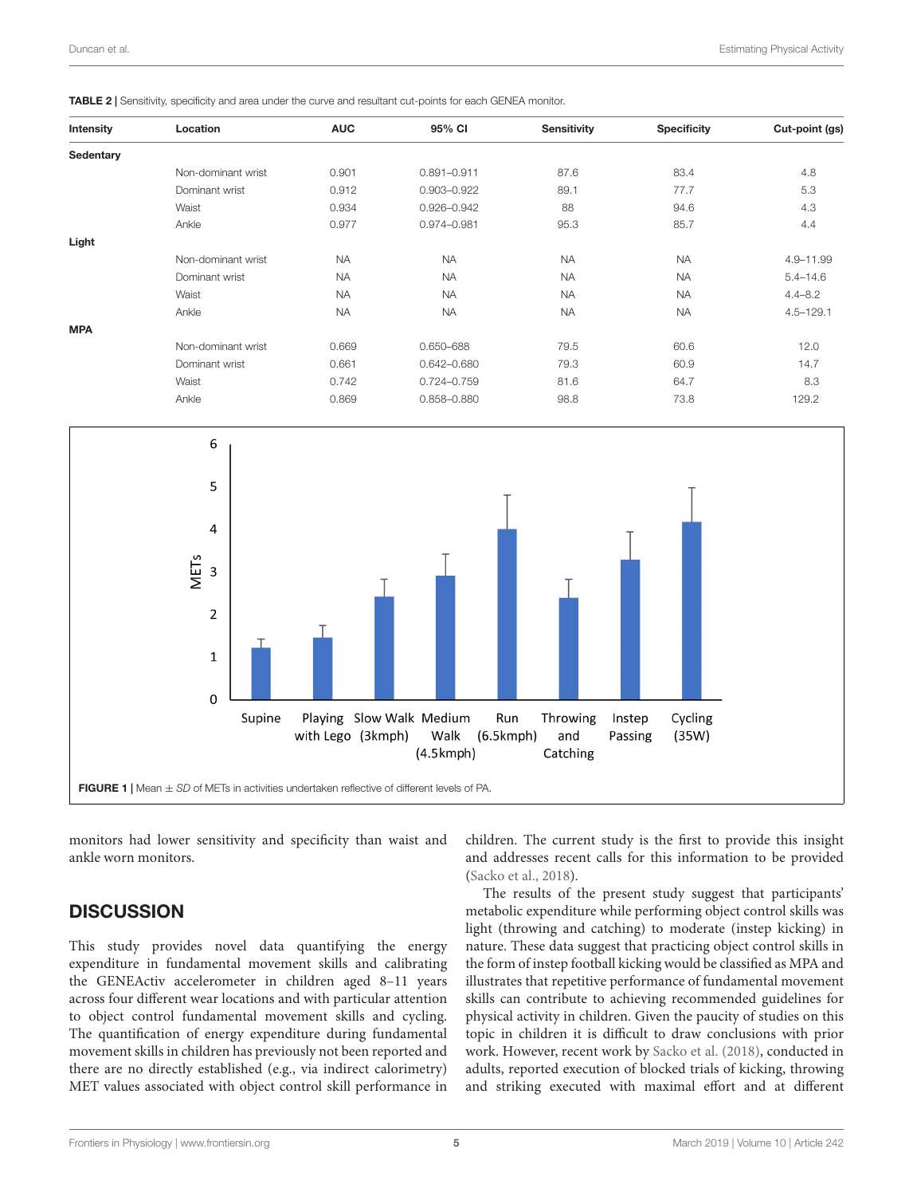**TABLE 2 |** Sensitivity, specificity and area under the curve and resultant cut-points for each GENEA monitor.

| Intensity | Location | AUC | 95% CI | Sensitivity | Specificity | Cut-point (gs) |
|---|---|---|---|---|---|---|
| **Sedentary** | | | | | | |
| | Non-dominant wrist | 0.901 | 0.891–0.911 | 87.6 | 83.4 | 4.8 |
| | Dominant wrist | 0.912 | 0.903–0.922 | 89.1 | 77.7 | 5.3 |
| | Waist | 0.934 | 0.926–0.942 | 88 | 94.6 | 4.3 |
| | Ankle | 0.977 | 0.974–0.981 | 95.3 | 85.7 | 4.4 |
| **Light** | | | | | | |
| | Non-dominant wrist | NA | NA | NA | NA | 4.9–11.99 |
| | Dominant wrist | NA | NA | NA | NA | 5.4–14.6 |
| | Waist | NA | NA | NA | NA | 4.4–8.2 |
| | Ankle | NA | NA | NA | NA | 4.5–129.1 |
| **MPA** | | | | | | |
| | Non-dominant wrist | 0.669 | 0.650–688 | 79.5 | 60.6 | 12.0 |
| | Dominant wrist | 0.661 | 0.642–0.680 | 79.3 | 60.9 | 14.7 |
| | Waist | 0.742 | 0.724–0.759 | 81.6 | 64.7 | 8.3 |
| | Ankle | 0.869 | 0.858–0.880 | 98.8 | 73.8 | 129.2 |

**FIGURE 1 |** Mean ± *SD* of METs in activities undertaken reflective of different levels of PA.

monitors had lower sensitivity and specificity than waist and ankle worn monitors.

## DISCUSSION

This study provides novel data quantifying the energy expenditure in fundamental movement skills and calibrating the GENEActiv accelerometer in children aged 8–11 years across four different wear locations and with particular attention to object control fundamental movement skills and cycling. The quantification of energy expenditure during fundamental movement skills in children has previously not been reported and there are no directly established (e.g., via indirect calorimetry) MET values associated with object control skill performance in children. The current study is the first to provide this insight and addresses recent calls for this information to be provided (Sacko et al., 2018).

The results of the present study suggest that participants' metabolic expenditure while performing object control skills was light (throwing and catching) to moderate (instep kicking) in nature. These data suggest that practicing object control skills in the form of instep football kicking would be classified as MPA and illustrates that repetitive performance of fundamental movement skills can contribute to achieving recommended guidelines for physical activity in children. Given the paucity of studies on this topic in children it is difficult to draw conclusions with prior work. However, recent work by Sacko et al. (2018), conducted in adults, reported execution of blocked trials of kicking, throwing and striking executed with maximal effort and at different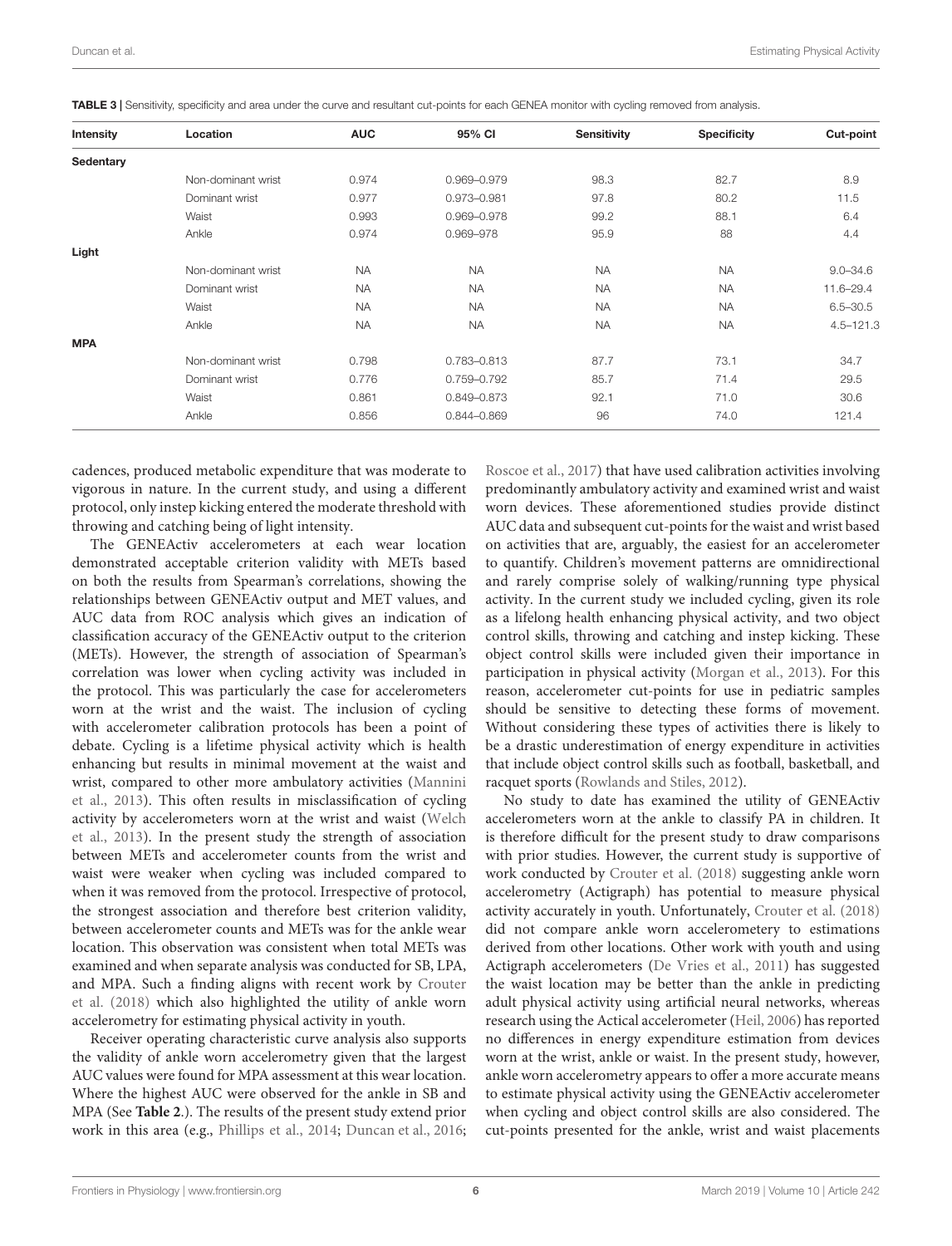**TABLE 3 |** Sensitivity, specificity and area under the curve and resultant cut-points for each GENEA monitor with cycling removed from analysis.

| Intensity | Location | AUC | 95% CI | Sensitivity | Specificity | Cut-point |
|---|---|---|---|---|---|---|
| **Sedentary** | | | | | | |
| | Non-dominant wrist | 0.974 | 0.969–0.979 | 98.3 | 82.7 | 8.9 |
| | Dominant wrist | 0.977 | 0.973–0.981 | 97.8 | 80.2 | 11.5 |
| | Waist | 0.993 | 0.969–0.978 | 99.2 | 88.1 | 6.4 |
| | Ankle | 0.974 | 0.969–978 | 95.9 | 88 | 4.4 |
| **Light** | | | | | | |
| | Non-dominant wrist | NA | NA | NA | NA | 9.0–34.6 |
| | Dominant wrist | NA | NA | NA | NA | 11.6–29.4 |
| | Waist | NA | NA | NA | NA | 6.5–30.5 |
| | Ankle | NA | NA | NA | NA | 4.5–121.3 |
| **MPA** | | | | | | |
| | Non-dominant wrist | 0.798 | 0.783–0.813 | 87.7 | 73.1 | 34.7 |
| | Dominant wrist | 0.776 | 0.759–0.792 | 85.7 | 71.4 | 29.5 |
| | Waist | 0.861 | 0.849–0.873 | 92.1 | 71.0 | 30.6 |
| | Ankle | 0.856 | 0.844–0.869 | 96 | 74.0 | 121.4 |

cadences, produced metabolic expenditure that was moderate to vigorous in nature. In the current study, and using a different protocol, only instep kicking entered the moderate threshold with throwing and catching being of light intensity.

The GENEActiv accelerometers at each wear location demonstrated acceptable criterion validity with METs based on both the results from Spearman's correlations, showing the relationships between GENEActiv output and MET values, and AUC data from ROC analysis which gives an indication of classification accuracy of the GENEActiv output to the criterion (METs). However, the strength of association of Spearman's correlation was lower when cycling activity was included in the protocol. This was particularly the case for accelerometers worn at the wrist and the waist. The inclusion of cycling with accelerometer calibration protocols has been a point of debate. Cycling is a lifetime physical activity which is health enhancing but results in minimal movement at the waist and wrist, compared to other more ambulatory activities (Mannini et al., 2013). This often results in misclassification of cycling activity by accelerometers worn at the wrist and waist (Welch et al., 2013). In the present study the strength of association between METs and accelerometer counts from the wrist and waist were weaker when cycling was included compared to when it was removed from the protocol. Irrespective of protocol, the strongest association and therefore best criterion validity, between accelerometer counts and METs was for the ankle wear location. This observation was consistent when total METs was examined and when separate analysis was conducted for SB, LPA, and MPA. Such a finding aligns with recent work by Crouter et al. (2018) which also highlighted the utility of ankle worn accelerometry for estimating physical activity in youth.

Receiver operating characteristic curve analysis also supports the validity of ankle worn accelerometry given that the largest AUC values were found for MPA assessment at this wear location. Where the highest AUC were observed for the ankle in SB and MPA (See **Table 2**.). The results of the present study extend prior work in this area (e.g., Phillips et al., 2014; Duncan et al., 2016; Roscoe et al., 2017) that have used calibration activities involving predominantly ambulatory activity and examined wrist and waist worn devices. These aforementioned studies provide distinct AUC data and subsequent cut-points for the waist and wrist based on activities that are, arguably, the easiest for an accelerometer to quantify. Children's movement patterns are omnidirectional and rarely comprise solely of walking/running type physical activity. In the current study we included cycling, given its role as a lifelong health enhancing physical activity, and two object control skills, throwing and catching and instep kicking. These object control skills were included given their importance in participation in physical activity (Morgan et al., 2013). For this reason, accelerometer cut-points for use in pediatric samples should be sensitive to detecting these forms of movement. Without considering these types of activities there is likely to be a drastic underestimation of energy expenditure in activities that include object control skills such as football, basketball, and racquet sports (Rowlands and Stiles, 2012).

No study to date has examined the utility of GENEActiv accelerometers worn at the ankle to classify PA in children. It is therefore difficult for the present study to draw comparisons with prior studies. However, the current study is supportive of work conducted by Crouter et al. (2018) suggesting ankle worn accelerometry (Actigraph) has potential to measure physical activity accurately in youth. Unfortunately, Crouter et al. (2018) did not compare ankle worn accelerometery to estimations derived from other locations. Other work with youth and using Actigraph accelerometers (De Vries et al., 2011) has suggested the waist location may be better than the ankle in predicting adult physical activity using artificial neural networks, whereas research using the Actical accelerometer (Heil, 2006) has reported no differences in energy expenditure estimation from devices worn at the wrist, ankle or waist. In the present study, however, ankle worn accelerometry appears to offer a more accurate means to estimate physical activity using the GENEActiv accelerometer when cycling and object control skills are also considered. The cut-points presented for the ankle, wrist and waist placements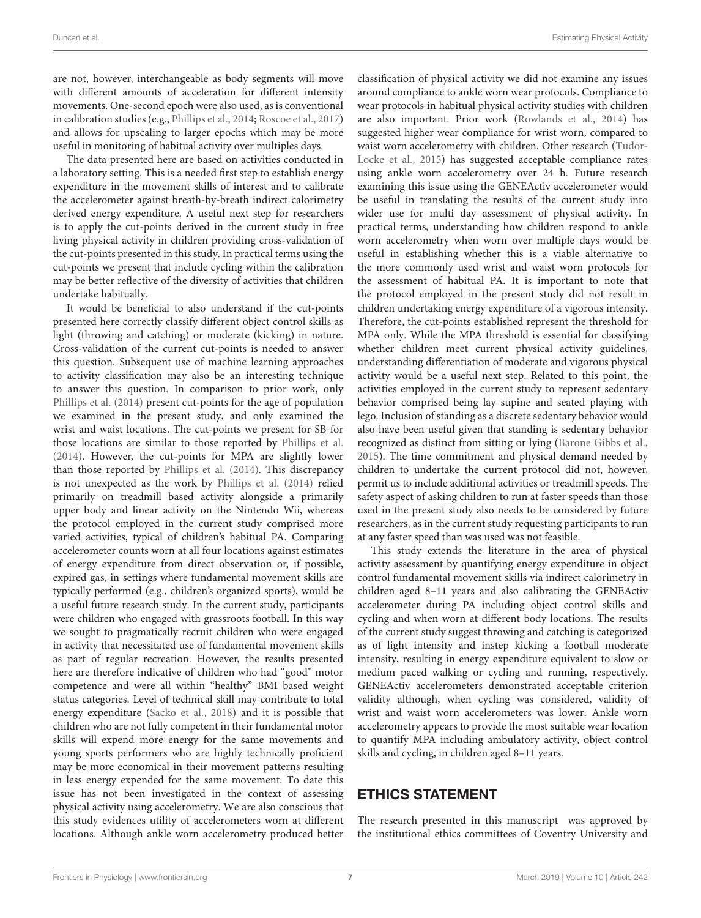are not, however, interchangeable as body segments will move with different amounts of acceleration for different intensity movements. One-second epoch were also used, as is conventional in calibration studies (e.g., Phillips et al., 2014; Roscoe et al., 2017) and allows for upscaling to larger epochs which may be more useful in monitoring of habitual activity over multiples days.

The data presented here are based on activities conducted in a laboratory setting. This is a needed first step to establish energy expenditure in the movement skills of interest and to calibrate the accelerometer against breath-by-breath indirect calorimetry derived energy expenditure. A useful next step for researchers is to apply the cut-points derived in the current study in free living physical activity in children providing cross-validation of the cut-points presented in this study. In practical terms using the cut-points we present that include cycling within the calibration may be better reflective of the diversity of activities that children undertake habitually.

It would be beneficial to also understand if the cut-points presented here correctly classify different object control skills as light (throwing and catching) or moderate (kicking) in nature. Cross-validation of the current cut-points is needed to answer this question. Subsequent use of machine learning approaches to activity classification may also be an interesting technique to answer this question. In comparison to prior work, only Phillips et al. (2014) present cut-points for the age of population we examined in the present study, and only examined the wrist and waist locations. The cut-points we present for SB for those locations are similar to those reported by Phillips et al. (2014). However, the cut-points for MPA are slightly lower than those reported by Phillips et al. (2014). This discrepancy is not unexpected as the work by Phillips et al. (2014) relied primarily on treadmill based activity alongside a primarily upper body and linear activity on the Nintendo Wii, whereas the protocol employed in the current study comprised more varied activities, typical of children's habitual PA. Comparing accelerometer counts worn at all four locations against estimates of energy expenditure from direct observation or, if possible, expired gas, in settings where fundamental movement skills are typically performed (e.g., children's organized sports), would be a useful future research study. In the current study, participants were children who engaged with grassroots football. In this way we sought to pragmatically recruit children who were engaged in activity that necessitated use of fundamental movement skills as part of regular recreation. However, the results presented here are therefore indicative of children who had "good" motor competence and were all within "healthy" BMI based weight status categories. Level of technical skill may contribute to total energy expenditure (Sacko et al., 2018) and it is possible that children who are not fully competent in their fundamental motor skills will expend more energy for the same movements and young sports performers who are highly technically proficient may be more economical in their movement patterns resulting in less energy expended for the same movement. To date this issue has not been investigated in the context of assessing physical activity using accelerometry. We are also conscious that this study evidences utility of accelerometers worn at different locations. Although ankle worn accelerometry produced better classification of physical activity we did not examine any issues around compliance to ankle worn wear protocols. Compliance to wear protocols in habitual physical activity studies with children are also important. Prior work (Rowlands et al., 2014) has suggested higher wear compliance for wrist worn, compared to waist worn accelerometry with children. Other research (Tudor-Locke et al., 2015) has suggested acceptable compliance rates using ankle worn accelerometry over 24 h. Future research examining this issue using the GENEActiv accelerometer would be useful in translating the results of the current study into wider use for multi day assessment of physical activity. In practical terms, understanding how children respond to ankle worn accelerometry when worn over multiple days would be useful in establishing whether this is a viable alternative to the more commonly used wrist and waist worn protocols for the assessment of habitual PA. It is important to note that the protocol employed in the present study did not result in children undertaking energy expenditure of a vigorous intensity. Therefore, the cut-points established represent the threshold for MPA only. While the MPA threshold is essential for classifying whether children meet current physical activity guidelines, understanding differentiation of moderate and vigorous physical activity would be a useful next step. Related to this point, the activities employed in the current study to represent sedentary behavior comprised being lay supine and seated playing with lego. Inclusion of standing as a discrete sedentary behavior would also have been useful given that standing is sedentary behavior recognized as distinct from sitting or lying (Barone Gibbs et al., 2015). The time commitment and physical demand needed by children to undertake the current protocol did not, however, permit us to include additional activities or treadmill speeds. The safety aspect of asking children to run at faster speeds than those used in the present study also needs to be considered by future researchers, as in the current study requesting participants to run at any faster speed than was used was not feasible.

This study extends the literature in the area of physical activity assessment by quantifying energy expenditure in object control fundamental movement skills via indirect calorimetry in children aged 8–11 years and also calibrating the GENEActiv accelerometer during PA including object control skills and cycling and when worn at different body locations. The results of the current study suggest throwing and catching is categorized as of light intensity and instep kicking a football moderate intensity, resulting in energy expenditure equivalent to slow or medium paced walking or cycling and running, respectively. GENEActiv accelerometers demonstrated acceptable criterion validity although, when cycling was considered, validity of wrist and waist worn accelerometers was lower. Ankle worn accelerometry appears to provide the most suitable wear location to quantify MPA including ambulatory activity, object control skills and cycling, in children aged 8–11 years.

## ETHICS STATEMENT

The research presented in this manuscript was approved by the institutional ethics committees of Coventry University and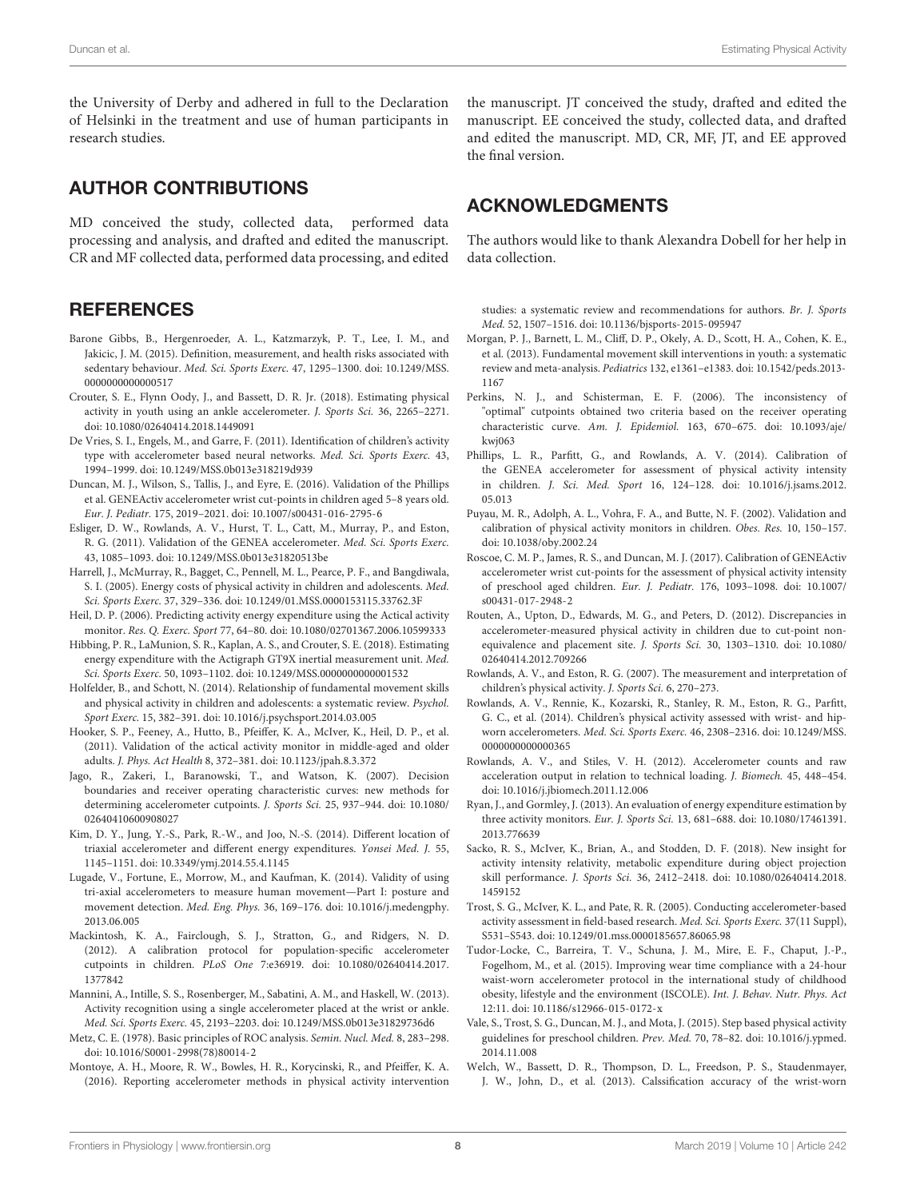the University of Derby and adhered in full to the Declaration of Helsinki in the treatment and use of human participants in research studies.

## AUTHOR CONTRIBUTIONS

MD conceived the study, collected data, performed data processing and analysis, and drafted and edited the manuscript. CR and MF collected data, performed data processing, and edited the manuscript. JT conceived the study, drafted and edited the manuscript. EE conceived the study, collected data, and drafted and edited the manuscript. MD, CR, MF, JT, and EE approved the final version.

## ACKNOWLEDGMENTS

The authors would like to thank Alexandra Dobell for her help in data collection.

## REFERENCES

Barone Gibbs, B., Hergenroeder, A. L., Katzmarzyk, P. T., Lee, I. M., and Jakicic, J. M. (2015). Definition, measurement, and health risks associated with sedentary behaviour. *Med. Sci. Sports Exerc.* 47, 1295–1300. doi: 10.1249/MSS.0000000000000517

Crouter, S. E., Flynn Oody, J., and Bassett, D. R. Jr. (2018). Estimating physical activity in youth using an ankle accelerometer. *J. Sports Sci.* 36, 2265–2271. doi: 10.1080/02640414.2018.1449091

De Vries, S. I., Engels, M., and Garre, F. (2011). Identification of children's activity type with accelerometer based neural networks. *Med. Sci. Sports Exerc.* 43, 1994–1999. doi: 10.1249/MSS.0b013e318219d939

Duncan, M. J., Wilson, S., Tallis, J., and Eyre, E. (2016). Validation of the Phillips et al. GENEActiv accelerometer wrist cut-points in children aged 5–8 years old. *Eur. J. Pediatr.* 175, 2019–2021. doi: 10.1007/s00431-016-2795-6

Esliger, D. W., Rowlands, A. V., Hurst, T. L., Catt, M., Murray, P., and Eston, R. G. (2011). Validation of the GENEA accelerometer. *Med. Sci. Sports Exerc.* 43, 1085–1093. doi: 10.1249/MSS.0b013e31820513be

Harrell, J., McMurray, R., Bagget, C., Pennell, M. L., Pearce, P. F., and Bangdiwala, S. I. (2005). Energy costs of physical activity in children and adolescents. *Med. Sci. Sports Exerc.* 37, 329–336. doi: 10.1249/01.MSS.0000153115.33762.3F

Heil, D. P. (2006). Predicting activity energy expenditure using the Actical activity monitor. *Res. Q. Exerc. Sport* 77, 64–80. doi: 10.1080/02701367.2006.10599333

Hibbing, P. R., LaMunion, S. R., Kaplan, A. S., and Crouter, S. E. (2018). Estimating energy expenditure with the Actigraph GT9X inertial measurement unit. *Med. Sci. Sports Exerc.* 50, 1093–1102. doi: 10.1249/MSS.0000000000001532

Holfelder, B., and Schott, N. (2014). Relationship of fundamental movement skills and physical activity in children and adolescents: a systematic review. *Psychol. Sport Exerc.* 15, 382–391. doi: 10.1016/j.psychsport.2014.03.005

Hooker, S. P., Feeney, A., Hutto, B., Pfeiffer, K. A., McIver, K., Heil, D. P., et al. (2011). Validation of the actical activity monitor in middle-aged and older adults. *J. Phys. Act Health* 8, 372–381. doi: 10.1123/jpah.8.3.372

Jago, R., Zakeri, I., Baranowski, T., and Watson, K. (2007). Decision boundaries and receiver operating characteristic curves: new methods for determining accelerometer cutpoints. *J. Sports Sci.* 25, 937–944. doi: 10.1080/02640410600908027

Kim, D. Y., Jung, Y.-S., Park, R.-W., and Joo, N.-S. (2014). Different location of triaxial accelerometer and different energy expenditures. *Yonsei Med. J.* 55, 1145–1151. doi: 10.3349/ymj.2014.55.4.1145

Lugade, V., Fortune, E., Morrow, M., and Kaufman, K. (2014). Validity of using tri-axial accelerometers to measure human movement—Part I: posture and movement detection. *Med. Eng. Phys.* 36, 169–176. doi: 10.1016/j.medengphy.2013.06.005

Mackintosh, K. A., Fairclough, S. J., Stratton, G., and Ridgers, N. D. (2012). A calibration protocol for population-specific accelerometer cutpoints in children. *PLoS One* 7:e36919. doi: 10.1080/02640414.2017.1377842

Mannini, A., Intille, S. S., Rosenberger, M., Sabatini, A. M., and Haskell, W. (2013). Activity recognition using a single accelerometer placed at the wrist or ankle. *Med. Sci. Sports Exerc.* 45, 2193–2203. doi: 10.1249/MSS.0b013e31829736d6

Metz, C. E. (1978). Basic principles of ROC analysis. *Semin. Nucl. Med.* 8, 283–298. doi: 10.1016/S0001-2998(78)80014-2

Montoye, A. H., Moore, R. W., Bowles, H. R., Korycinski, R., and Pfeiffer, K. A. (2016). Reporting accelerometer methods in physical activity intervention studies: a systematic review and recommendations for authors. *Br. J. Sports Med.* 52, 1507–1516. doi: 10.1136/bjsports-2015-095947

Morgan, P. J., Barnett, L. M., Cliff, D. P., Okely, A. D., Scott, H. A., Cohen, K. E., et al. (2013). Fundamental movement skill interventions in youth: a systematic review and meta-analysis. *Pediatrics* 132, e1361–e1383. doi: 10.1542/peds.2013-1167

Perkins, N. J., and Schisterman, E. F. (2006). The inconsistency of "optimal" cutpoints obtained two criteria based on the receiver operating characteristic curve. *Am. J. Epidemiol.* 163, 670–675. doi: 10.1093/aje/kwj063

Phillips, L. R., Parfitt, G., and Rowlands, A. V. (2014). Calibration of the GENEA accelerometer for assessment of physical activity intensity in children. *J. Sci. Med. Sport* 16, 124–128. doi: 10.1016/j.jsams.2012.05.013

Puyau, M. R., Adolph, A. L., Vohra, F. A., and Butte, N. F. (2002). Validation and calibration of physical activity monitors in children. *Obes. Res.* 10, 150–157. doi: 10.1038/oby.2002.24

Roscoe, C. M. P., James, R. S., and Duncan, M. J. (2017). Calibration of GENEActiv accelerometer wrist cut-points for the assessment of physical activity intensity of preschool aged children. *Eur. J. Pediatr.* 176, 1093–1098. doi: 10.1007/s00431-017-2948-2

Routen, A., Upton, D., Edwards, M. G., and Peters, D. (2012). Discrepancies in accelerometer-measured physical activity in children due to cut-point non-equivalence and placement site. *J. Sports Sci.* 30, 1303–1310. doi: 10.1080/02640414.2012.709266

Rowlands, A. V., and Eston, R. G. (2007). The measurement and interpretation of children's physical activity. *J. Sports Sci.* 6, 270–273.

Rowlands, A. V., Rennie, K., Kozarski, R., Stanley, R. M., Eston, R. G., Parfitt, G. C., et al. (2014). Children's physical activity assessed with wrist- and hip-worn accelerometers. *Med. Sci. Sports Exerc.* 46, 2308–2316. doi: 10.1249/MSS.0000000000000365

Rowlands, A. V., and Stiles, V. H. (2012). Accelerometer counts and raw acceleration output in relation to technical loading. *J. Biomech.* 45, 448–454. doi: 10.1016/j.jbiomech.2011.12.006

Ryan, J., and Gormley, J. (2013). An evaluation of energy expenditure estimation by three activity monitors. *Eur. J. Sports Sci.* 13, 681–688. doi: 10.1080/17461391.2013.776639

Sacko, R. S., McIver, K., Brian, A., and Stodden, D. F. (2018). New insight for activity intensity relativity, metabolic expenditure during object projection skill performance. *J. Sports Sci.* 36, 2412–2418. doi: 10.1080/02640414.2018.1459152

Trost, S. G., McIver, K. L., and Pate, R. R. (2005). Conducting accelerometer-based activity assessment in field-based research. *Med. Sci. Sports Exerc.* 37(11 Suppl), S531–S543. doi: 10.1249/01.mss.0000185657.86065.98

Tudor-Locke, C., Barreira, T. V., Schuna, J. M., Mire, E. F., Chaput, J.-P., Fogelhom, M., et al. (2015). Improving wear time compliance with a 24-hour waist-worn accelerometer protocol in the international study of childhood obesity, lifestyle and the environment (ISCOLE). *Int. J. Behav. Nutr. Phys. Act* 12:11. doi: 10.1186/s12966-015-0172-x

Vale, S., Trost, S. G., Duncan, M. J., and Mota, J. (2015). Step based physical activity guidelines for preschool children. *Prev. Med.* 70, 78–82. doi: 10.1016/j.ypmed.2014.11.008

Welch, W., Bassett, D. R., Thompson, D. L., Freedson, P. S., Staudenmayer, J. W., John, D., et al. (2013). Calssification accuracy of the wrist-worn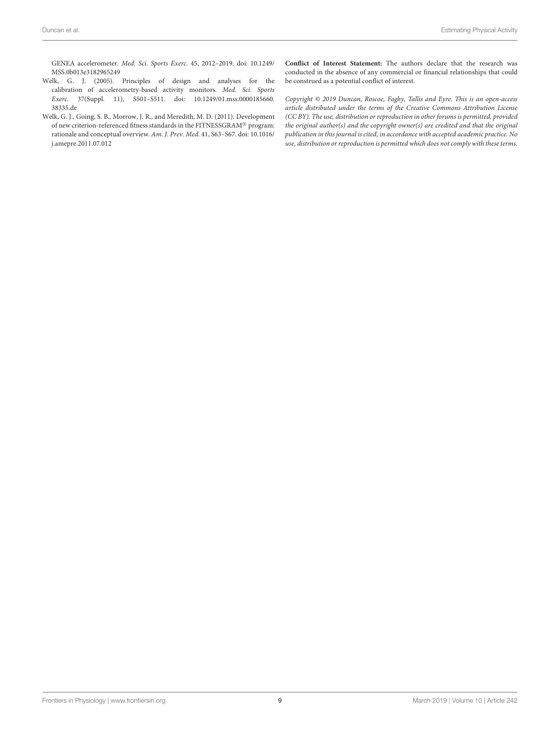GENEA accelerometer. *Med. Sci. Sports Exerc.* 45, 2012–2019. doi: 10.1249/MSS.0b013e3182965249

Welk, G. J. (2005). Principles of design and analyses for the calibration of accelerometry-based activity monitors. *Med. Sci. Sports Exerc.* 37(Suppl. 11), S501–S511. doi: 10.1249/01.mss.0000185660.38335.de

Welk, G. J., Going, S. B., Morrow, J. R., and Meredith, M. D. (2011). Development of new criterion-referenced fitness standards in the FITNESSGRAM® program: rationale and conceptual overview. *Am. J. Prev. Med.* 41, S63–S67. doi: 10.1016/j.amepre.2011.07.012

**Conflict of Interest Statement:** The authors declare that the research was conducted in the absence of any commercial or financial relationships that could be construed as a potential conflict of interest.

*Copyright © 2019 Duncan, Roscoe, Faghy, Tallis and Eyre. This is an open-access article distributed under the terms of the Creative Commons Attribution License (CC BY). The use, distribution or reproduction in other forums is permitted, provided the original author(s) and the copyright owner(s) are credited and that the original publication in this journal is cited, in accordance with accepted academic practice. No use, distribution or reproduction is permitted which does not comply with these terms.*